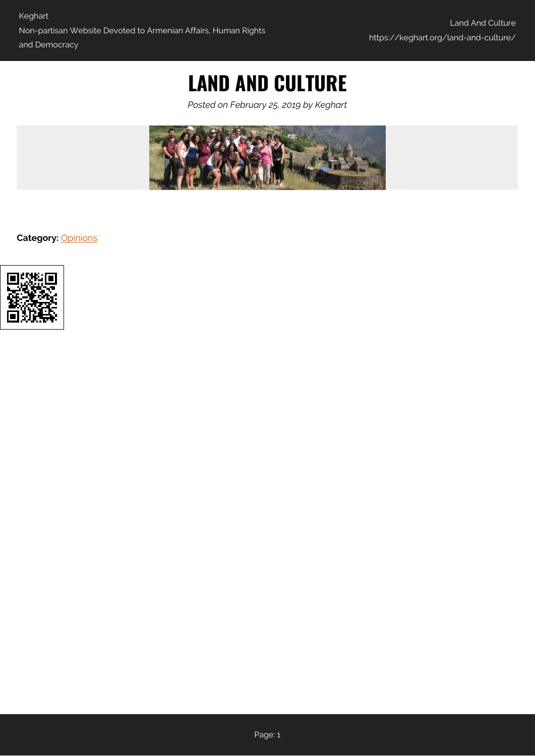# LAND AND CULTURE

*Posted on February 25, 2019 by Keghart*

**Category:** Opinions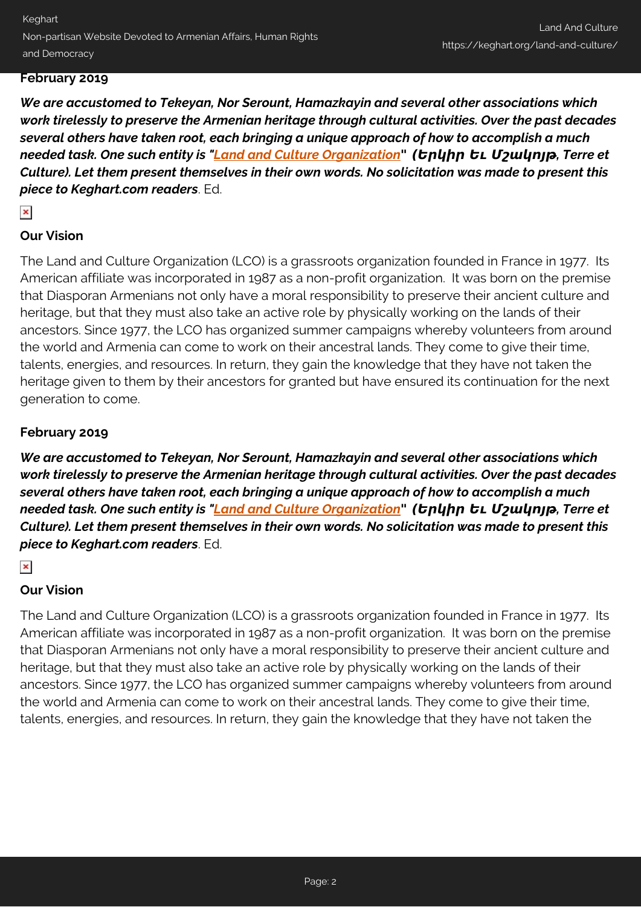**February 2019**

***We are accustomed to Tekeyan, Nor Serount, Hamazkayin and several other associations which work tirelessly to preserve the Armenian heritage through cultural activities. Over the past decades several others have taken root, each bringing a unique approach of how to accomplish a much needed task. One such entity is "[Land and Culture Organization](#)" (Երկիր Եւ Մշակոյթ, Terre et Culture). Let them present themselves in their own words. No solicitation was made to present this piece to Keghart.com readers***. Ed.

### Our Vision

The Land and Culture Organization (LCO) is a grassroots organization founded in France in 1977. Its American affiliate was incorporated in 1987 as a non-profit organization. It was born on the premise that Diasporan Armenians not only have a moral responsibility to preserve their ancient culture and heritage, but that they must also take an active role by physically working on the lands of their ancestors. Since 1977, the LCO has organized summer campaigns whereby volunteers from around the world and Armenia can come to work on their ancestral lands. They come to give their time, talents, energies, and resources. In return, they gain the knowledge that they have not taken the heritage given to them by their ancestors for granted but have ensured its continuation for the next generation to come.

**February 2019**

***We are accustomed to Tekeyan, Nor Serount, Hamazkayin and several other associations which work tirelessly to preserve the Armenian heritage through cultural activities. Over the past decades several others have taken root, each bringing a unique approach of how to accomplish a much needed task. One such entity is "[Land and Culture Organization](#)" (Երկիր Եւ Մշակոյթ, Terre et Culture). Let them present themselves in their own words. No solicitation was made to present this piece to Keghart.com readers***. Ed.

### Our Vision

The Land and Culture Organization (LCO) is a grassroots organization founded in France in 1977. Its American affiliate was incorporated in 1987 as a non-profit organization. It was born on the premise that Diasporan Armenians not only have a moral responsibility to preserve their ancient culture and heritage, but that they must also take an active role by physically working on the lands of their ancestors. Since 1977, the LCO has organized summer campaigns whereby volunteers from around the world and Armenia can come to work on their ancestral lands. They come to give their time, talents, energies, and resources. In return, they gain the knowledge that they have not taken the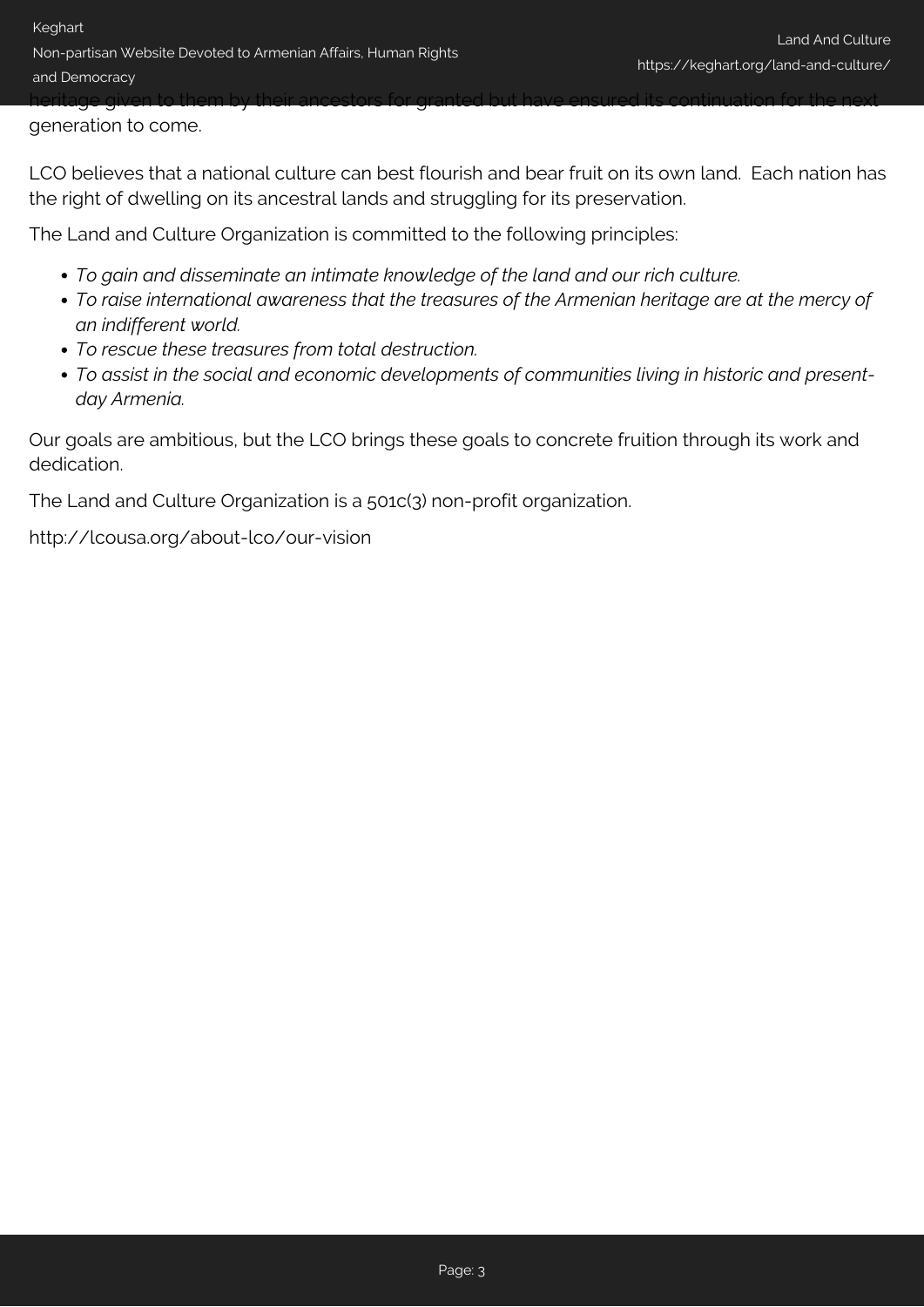heritage given to them by their ancestors for granted but have ensured its continuation for the next generation to come.

LCO believes that a national culture can best flourish and bear fruit on its own land. Each nation has the right of dwelling on its ancestral lands and struggling for its preservation.

The Land and Culture Organization is committed to the following principles:

- *To gain and disseminate an intimate knowledge of the land and our rich culture.*
- *To raise international awareness that the treasures of the Armenian heritage are at the mercy of an indifferent world.*
- *To rescue these treasures from total destruction.*
- *To assist in the social and economic developments of communities living in historic and present-day Armenia.*

Our goals are ambitious, but the LCO brings these goals to concrete fruition through its work and dedication.

The Land and Culture Organization is a 501c(3) non-profit organization.

http://lcousa.org/about-lco/our-vision